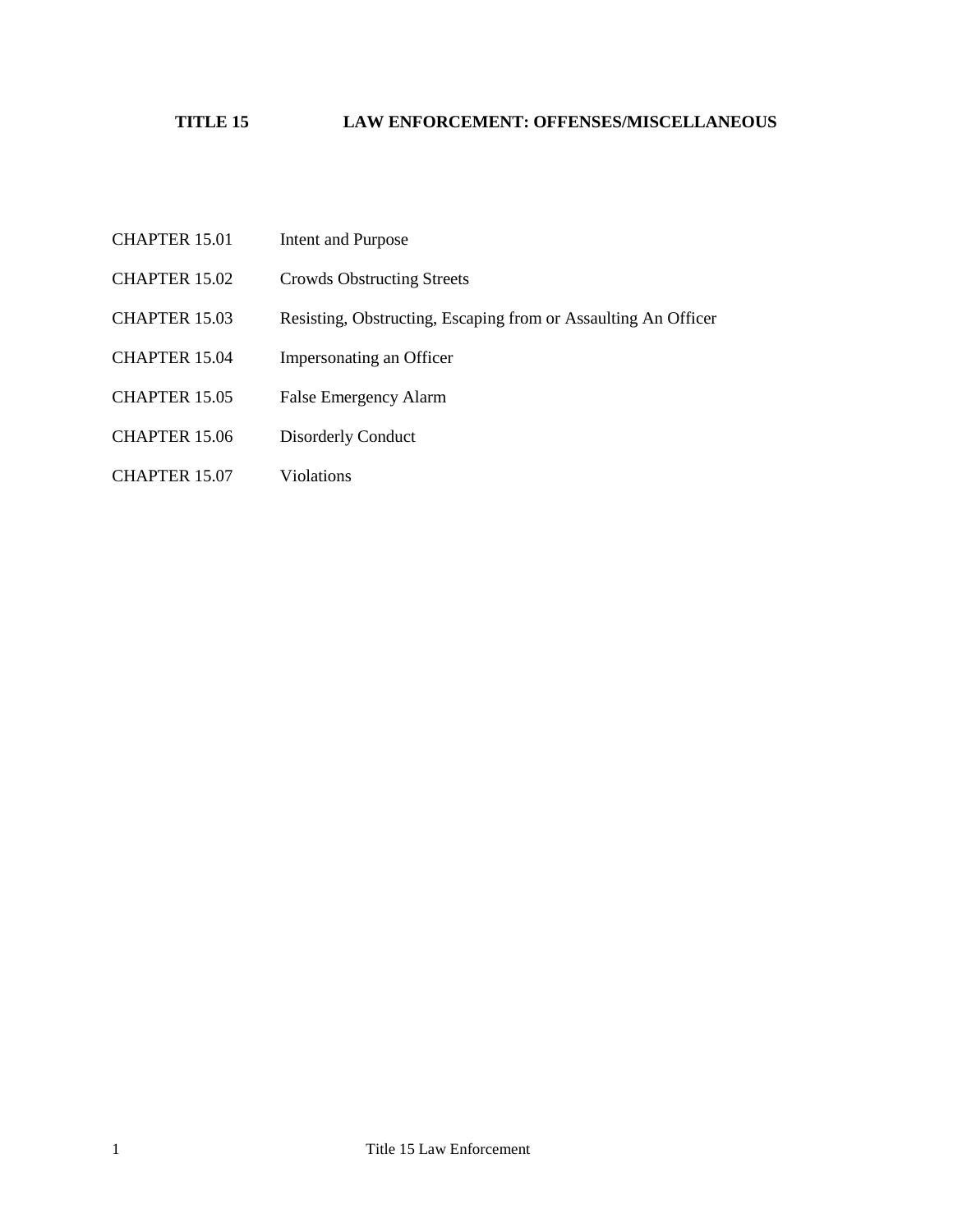# TITLE 15 LAW ENFORCEMENT: OFFENSES/MISCELLANEOUS

| | |
|---|---|
| CHAPTER 15.01 | Intent and Purpose |
| CHAPTER 15.02 | Crowds Obstructing Streets |
| CHAPTER 15.03 | Resisting, Obstructing, Escaping from or Assaulting An Officer |
| CHAPTER 15.04 | Impersonating an Officer |
| CHAPTER 15.05 | False Emergency Alarm |
| CHAPTER 15.06 | Disorderly Conduct |
| CHAPTER 15.07 | Violations |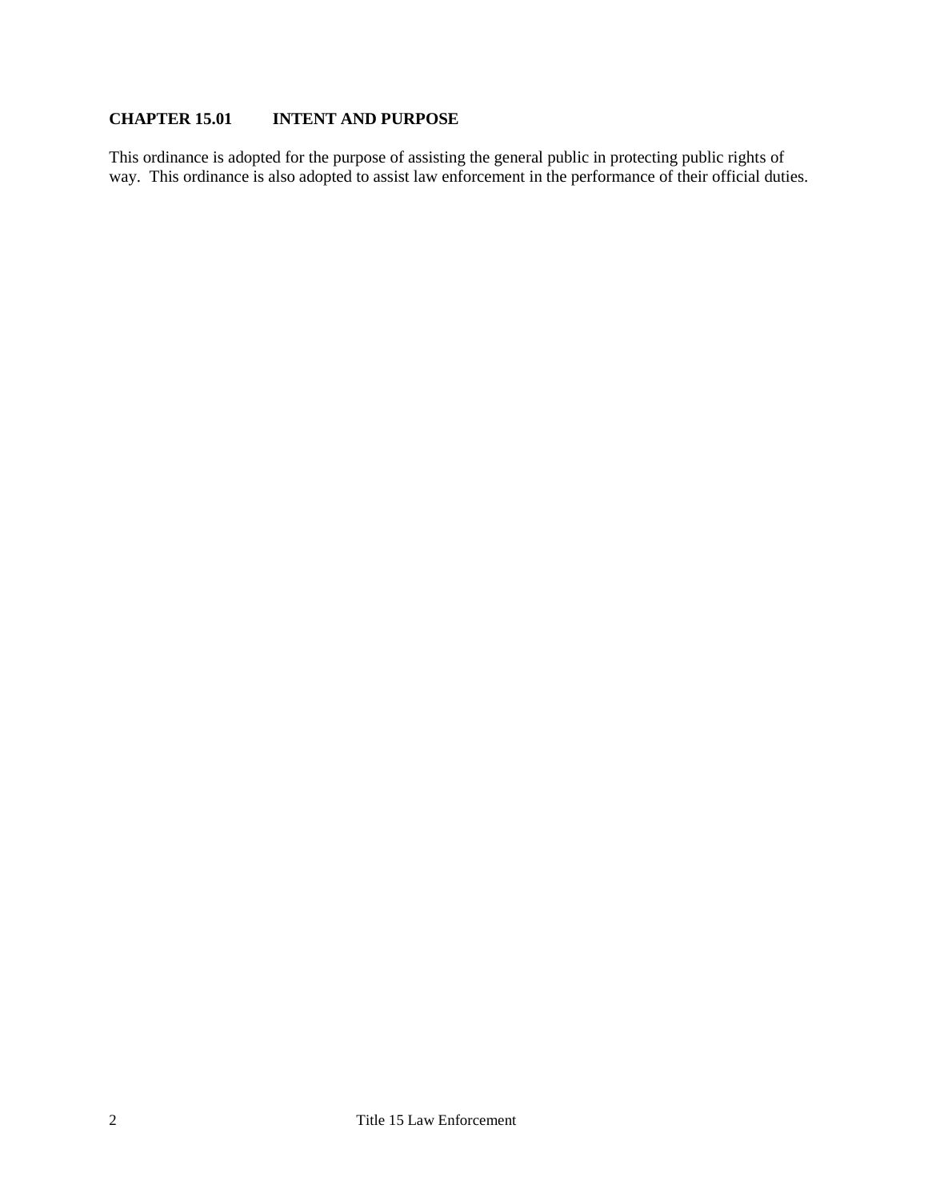## CHAPTER 15.01 INTENT AND PURPOSE

This ordinance is adopted for the purpose of assisting the general public in protecting public rights of way. This ordinance is also adopted to assist law enforcement in the performance of their official duties.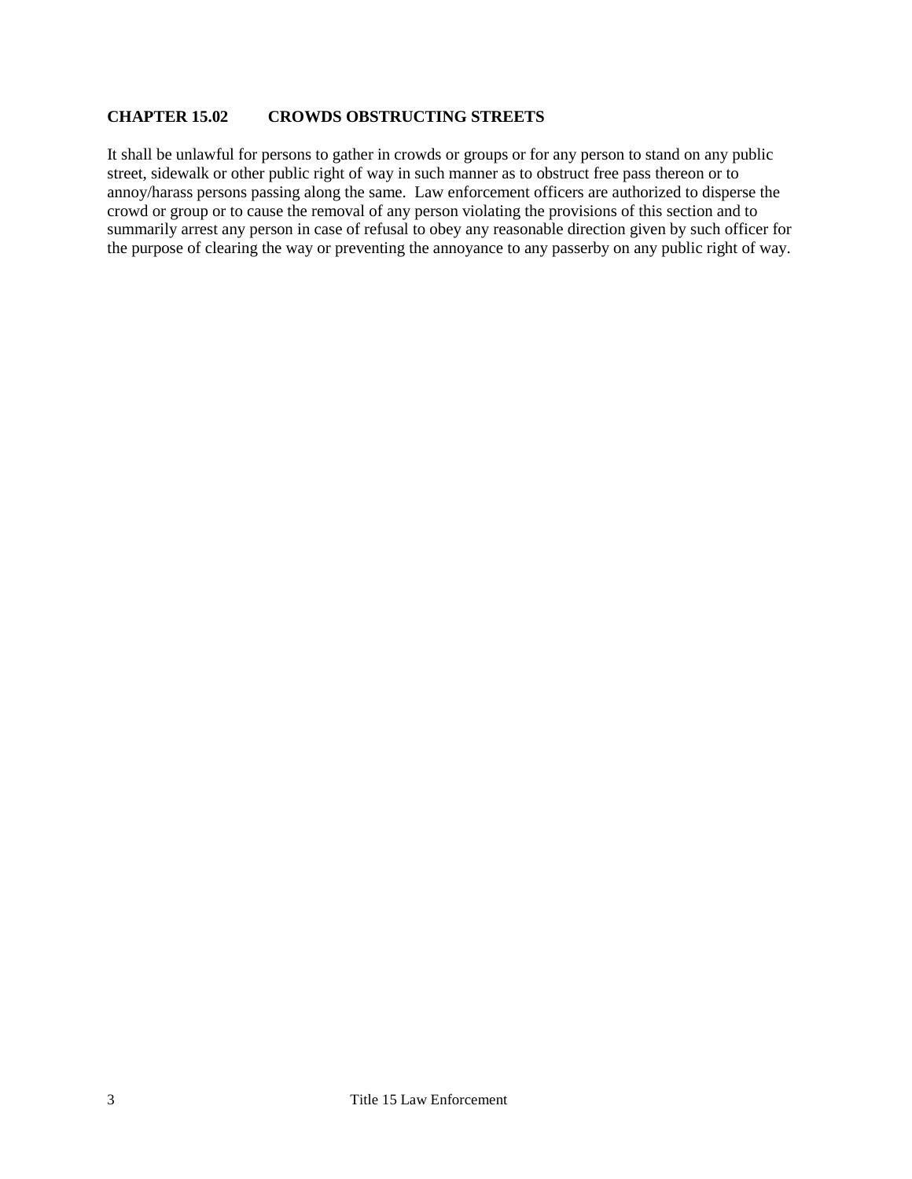## CHAPTER 15.02 CROWDS OBSTRUCTING STREETS

It shall be unlawful for persons to gather in crowds or groups or for any person to stand on any public street, sidewalk or other public right of way in such manner as to obstruct free pass thereon or to annoy/harass persons passing along the same. Law enforcement officers are authorized to disperse the crowd or group or to cause the removal of any person violating the provisions of this section and to summarily arrest any person in case of refusal to obey any reasonable direction given by such officer for the purpose of clearing the way or preventing the annoyance to any passerby on any public right of way.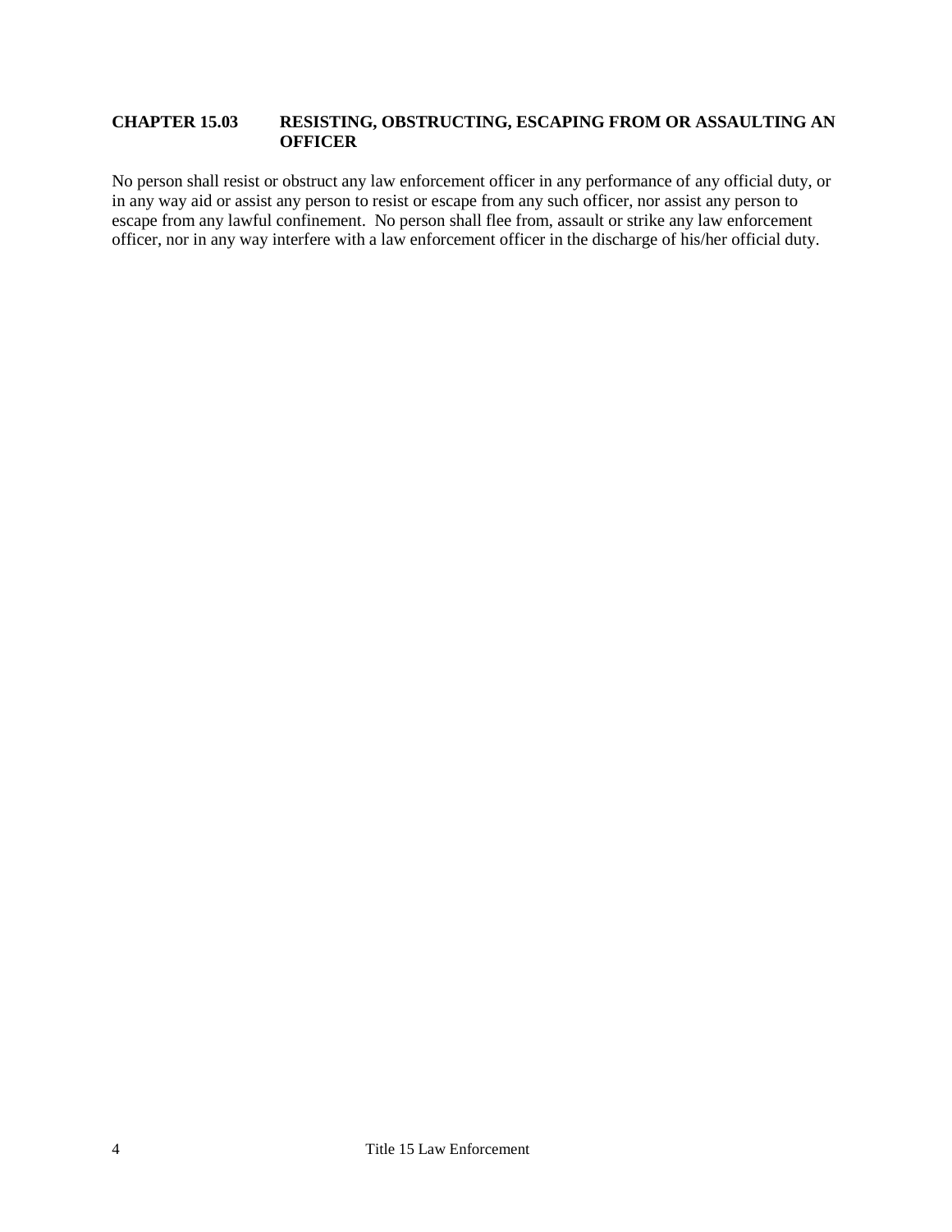## CHAPTER 15.03 RESISTING, OBSTRUCTING, ESCAPING FROM OR ASSAULTING AN OFFICER

No person shall resist or obstruct any law enforcement officer in any performance of any official duty, or in any way aid or assist any person to resist or escape from any such officer, nor assist any person to escape from any lawful confinement. No person shall flee from, assault or strike any law enforcement officer, nor in any way interfere with a law enforcement officer in the discharge of his/her official duty.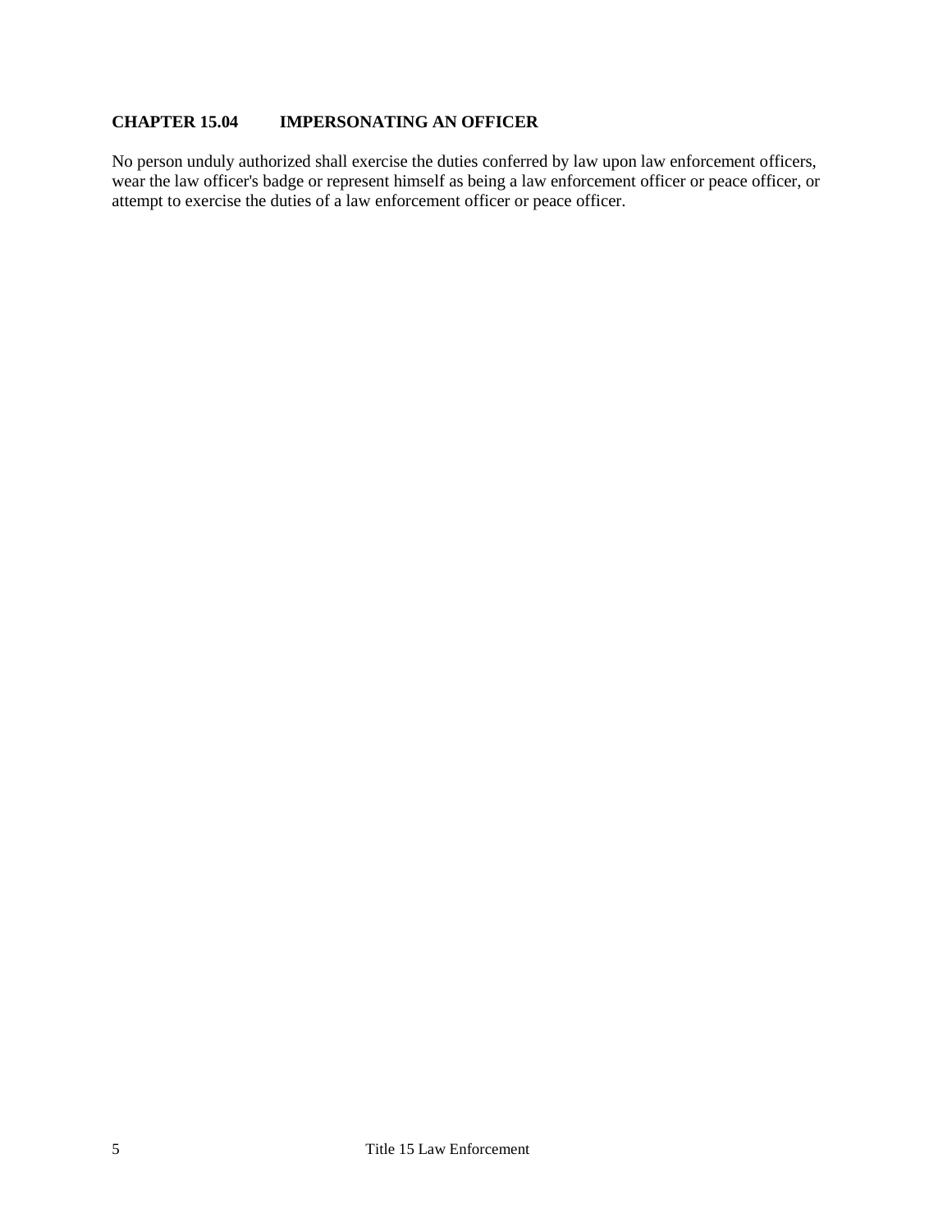## CHAPTER 15.04 IMPERSONATING AN OFFICER

No person unduly authorized shall exercise the duties conferred by law upon law enforcement officers, wear the law officer's badge or represent himself as being a law enforcement officer or peace officer, or attempt to exercise the duties of a law enforcement officer or peace officer.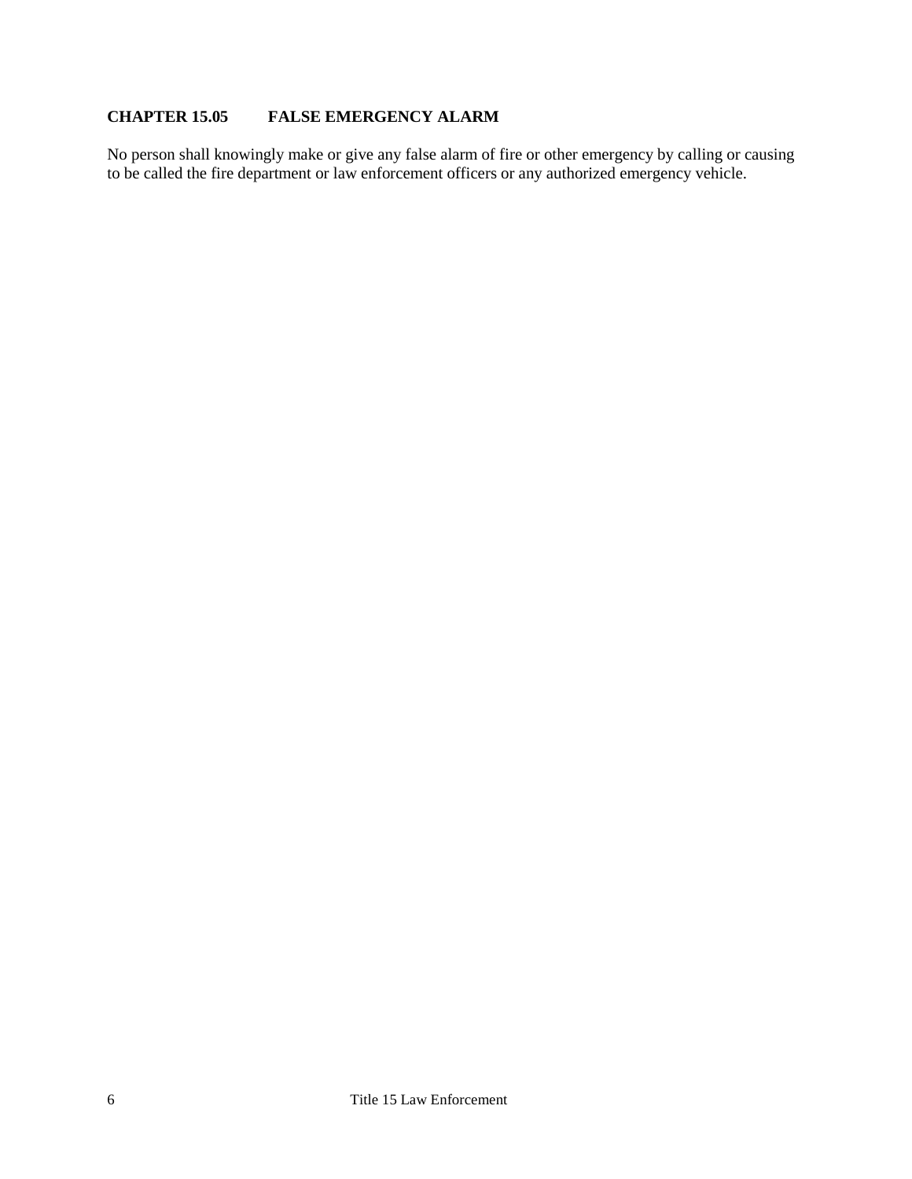## CHAPTER 15.05 FALSE EMERGENCY ALARM

No person shall knowingly make or give any false alarm of fire or other emergency by calling or causing to be called the fire department or law enforcement officers or any authorized emergency vehicle.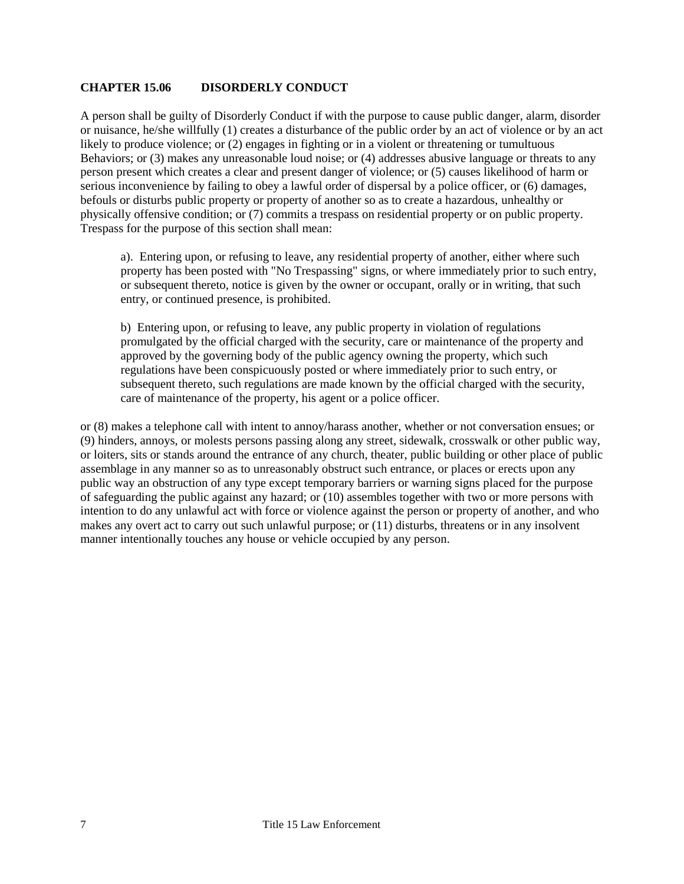## CHAPTER 15.06 DISORDERLY CONDUCT

A person shall be guilty of Disorderly Conduct if with the purpose to cause public danger, alarm, disorder or nuisance, he/she willfully (1) creates a disturbance of the public order by an act of violence or by an act likely to produce violence; or (2) engages in fighting or in a violent or threatening or tumultuous Behaviors; or (3) makes any unreasonable loud noise; or (4) addresses abusive language or threats to any person present which creates a clear and present danger of violence; or (5) causes likelihood of harm or serious inconvenience by failing to obey a lawful order of dispersal by a police officer, or (6) damages, befouls or disturbs public property or property of another so as to create a hazardous, unhealthy or physically offensive condition; or (7) commits a trespass on residential property or on public property. Trespass for the purpose of this section shall mean:

> a). Entering upon, or refusing to leave, any residential property of another, either where such property has been posted with "No Trespassing" signs, or where immediately prior to such entry, or subsequent thereto, notice is given by the owner or occupant, orally or in writing, that such entry, or continued presence, is prohibited.
>
> b) Entering upon, or refusing to leave, any public property in violation of regulations promulgated by the official charged with the security, care or maintenance of the property and approved by the governing body of the public agency owning the property, which such regulations have been conspicuously posted or where immediately prior to such entry, or subsequent thereto, such regulations are made known by the official charged with the security, care of maintenance of the property, his agent or a police officer.

or (8) makes a telephone call with intent to annoy/harass another, whether or not conversation ensues; or (9) hinders, annoys, or molests persons passing along any street, sidewalk, crosswalk or other public way, or loiters, sits or stands around the entrance of any church, theater, public building or other place of public assemblage in any manner so as to unreasonably obstruct such entrance, or places or erects upon any public way an obstruction of any type except temporary barriers or warning signs placed for the purpose of safeguarding the public against any hazard; or (10) assembles together with two or more persons with intention to do any unlawful act with force or violence against the person or property of another, and who makes any overt act to carry out such unlawful purpose; or (11) disturbs, threatens or in any insolvent manner intentionally touches any house or vehicle occupied by any person.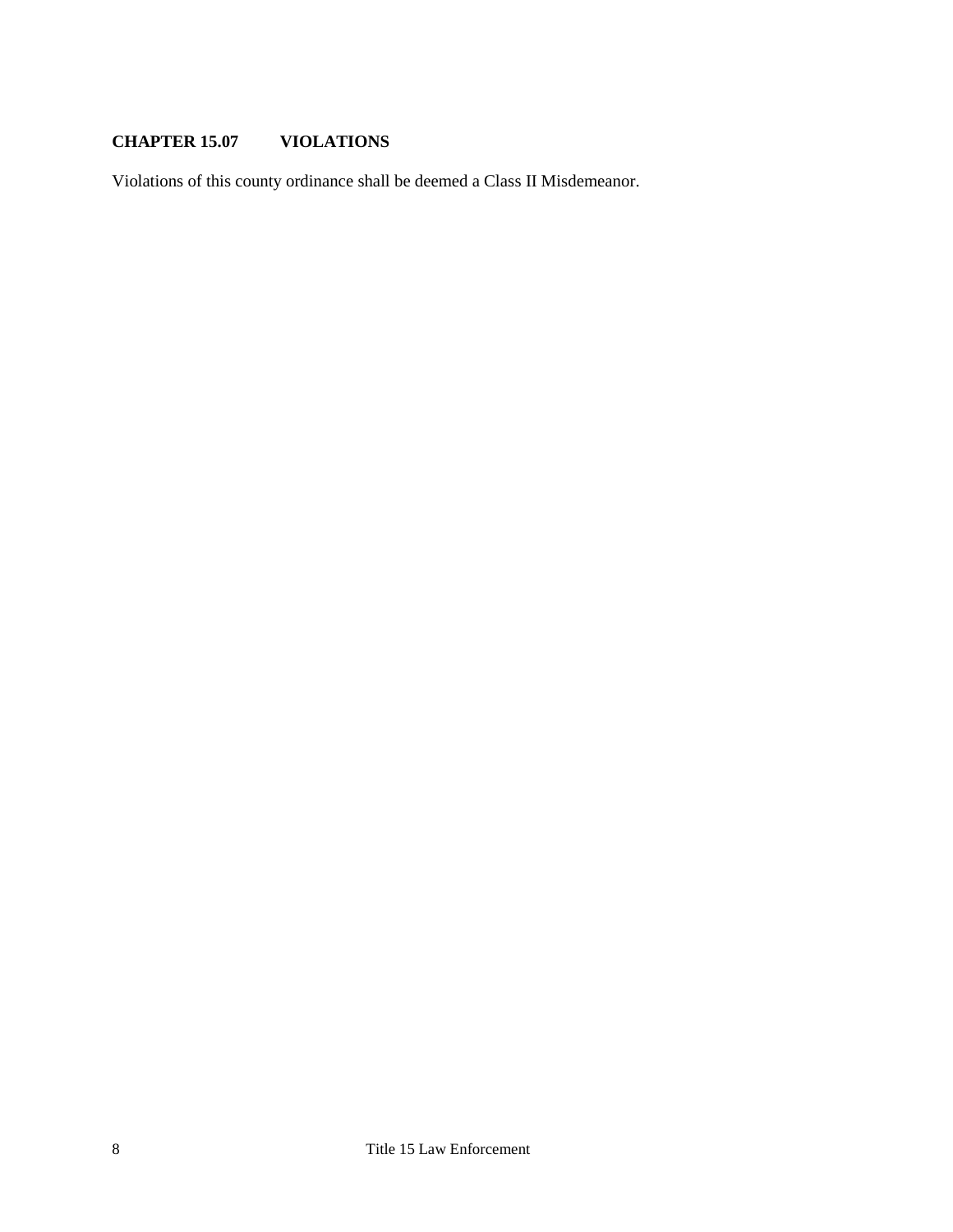## CHAPTER 15.07 VIOLATIONS

Violations of this county ordinance shall be deemed a Class II Misdemeanor.